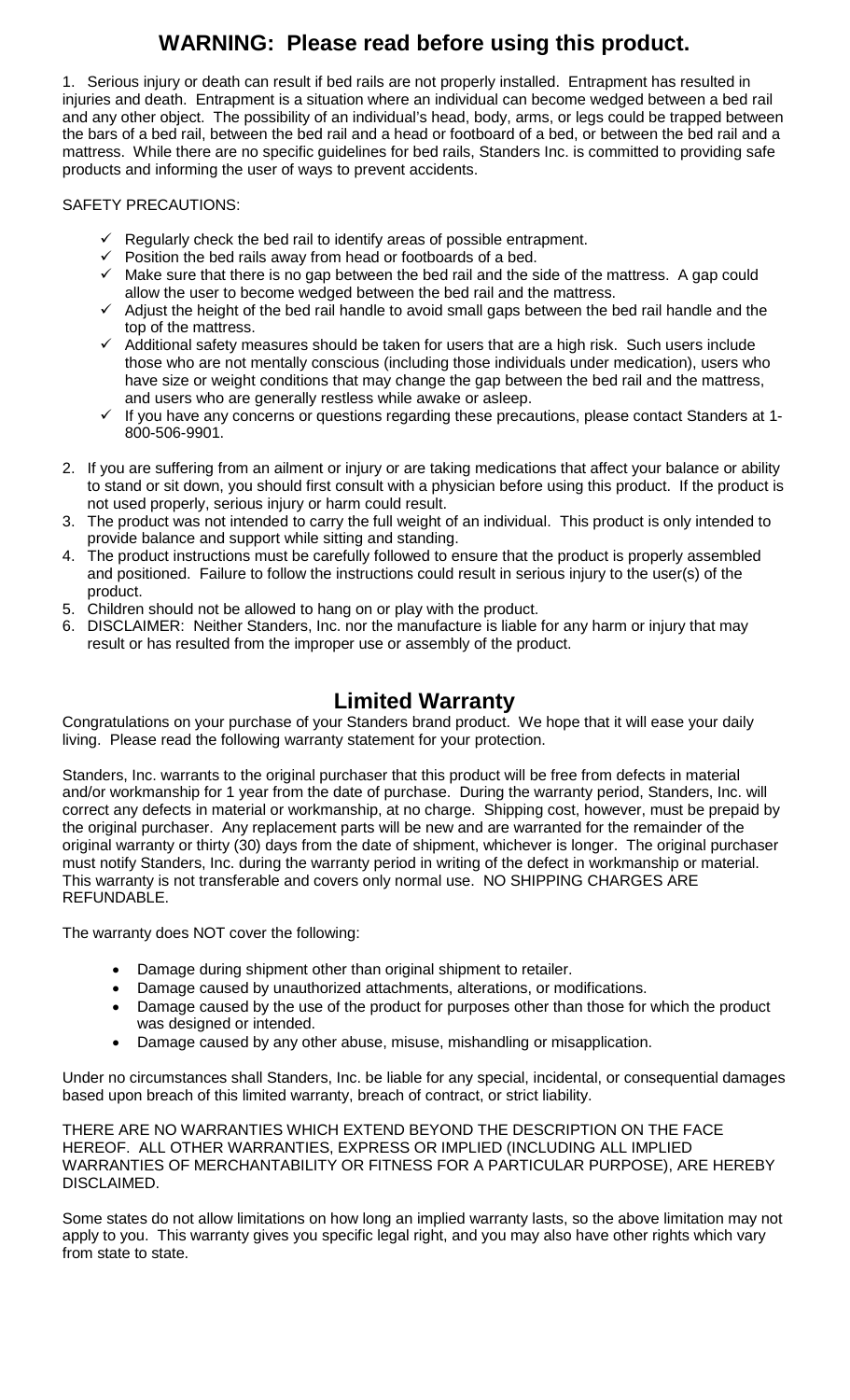# WARNING: Please read before using this product.

1. Serious injury or death can result if bed rails are not properly installed. Entrapment has resulted in injuries and death. Entrapment is a situation where an individual can become wedged between a bed rail and any other object. The possibility of an individual's head, body, arms, or legs could be trapped between the bars of a bed rail, between the bed rail and a head or footboard of a bed, or between the bed rail and a mattress. While there are no specific guidelines for bed rails, Standers Inc. is committed to providing safe products and informing the user of ways to prevent accidents.

SAFETY PRECAUTIONS:

- ✓ Regularly check the bed rail to identify areas of possible entrapment.
- ✓ Position the bed rails away from head or footboards of a bed.
- ✓ Make sure that there is no gap between the bed rail and the side of the mattress. A gap could allow the user to become wedged between the bed rail and the mattress.
- ✓ Adjust the height of the bed rail handle to avoid small gaps between the bed rail handle and the top of the mattress.
- ✓ Additional safety measures should be taken for users that are a high risk. Such users include those who are not mentally conscious (including those individuals under medication), users who have size or weight conditions that may change the gap between the bed rail and the mattress, and users who are generally restless while awake or asleep.
- ✓ If you have any concerns or questions regarding these precautions, please contact Standers at 1-800-506-9901.

2. If you are suffering from an ailment or injury or are taking medications that affect your balance or ability to stand or sit down, you should first consult with a physician before using this product. If the product is not used properly, serious injury or harm could result.
3. The product was not intended to carry the full weight of an individual. This product is only intended to provide balance and support while sitting and standing.
4. The product instructions must be carefully followed to ensure that the product is properly assembled and positioned. Failure to follow the instructions could result in serious injury to the user(s) of the product.
5. Children should not be allowed to hang on or play with the product.
6. DISCLAIMER: Neither Standers, Inc. nor the manufacture is liable for any harm or injury that may result or has resulted from the improper use or assembly of the product.

## Limited Warranty

Congratulations on your purchase of your Standers brand product. We hope that it will ease your daily living. Please read the following warranty statement for your protection.

Standers, Inc. warrants to the original purchaser that this product will be free from defects in material and/or workmanship for 1 year from the date of purchase. During the warranty period, Standers, Inc. will correct any defects in material or workmanship, at no charge. Shipping cost, however, must be prepaid by the original purchaser. Any replacement parts will be new and are warranted for the remainder of the original warranty or thirty (30) days from the date of shipment, whichever is longer. The original purchaser must notify Standers, Inc. during the warranty period in writing of the defect in workmanship or material. This warranty is not transferable and covers only normal use. NO SHIPPING CHARGES ARE REFUNDABLE.

The warranty does NOT cover the following:

- Damage during shipment other than original shipment to retailer.
- Damage caused by unauthorized attachments, alterations, or modifications.
- Damage caused by the use of the product for purposes other than those for which the product was designed or intended.
- Damage caused by any other abuse, misuse, mishandling or misapplication.

Under no circumstances shall Standers, Inc. be liable for any special, incidental, or consequential damages based upon breach of this limited warranty, breach of contract, or strict liability.

THERE ARE NO WARRANTIES WHICH EXTEND BEYOND THE DESCRIPTION ON THE FACE HEREOF. ALL OTHER WARRANTIES, EXPRESS OR IMPLIED (INCLUDING ALL IMPLIED WARRANTIES OF MERCHANTABILITY OR FITNESS FOR A PARTICULAR PURPOSE), ARE HEREBY DISCLAIMED.

Some states do not allow limitations on how long an implied warranty lasts, so the above limitation may not apply to you. This warranty gives you specific legal right, and you may also have other rights which vary from state to state.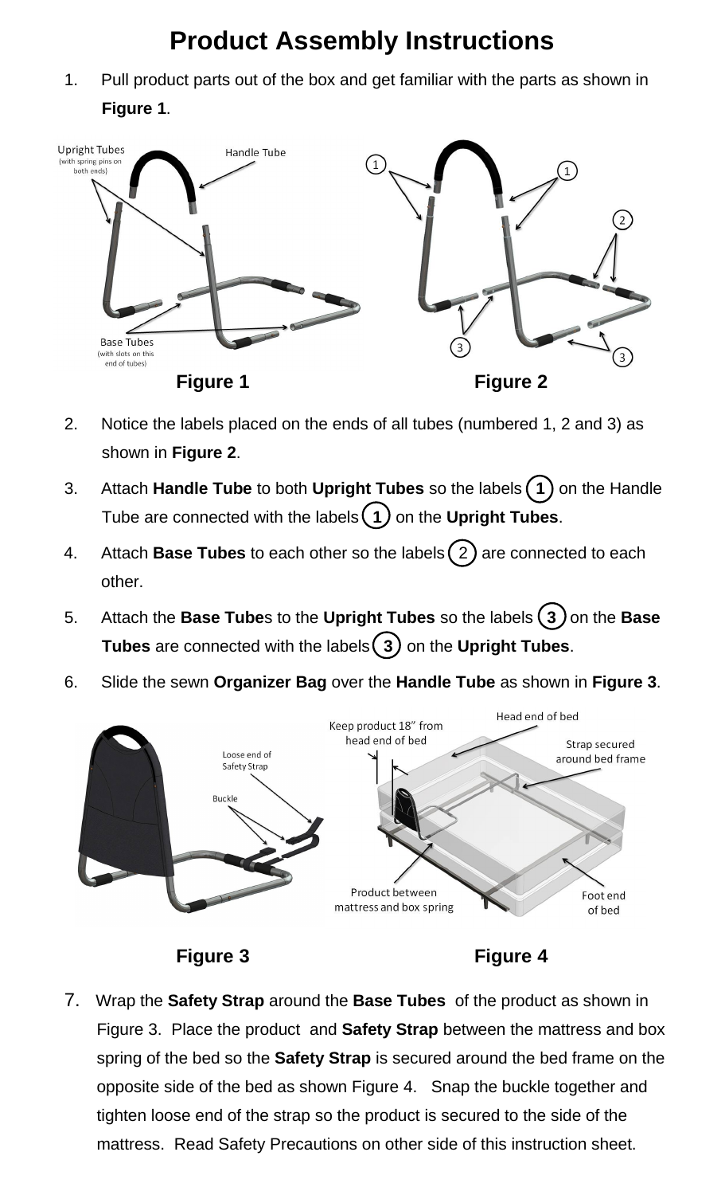# Product Assembly Instructions

1. Pull product parts out of the box and get familiar with the parts as shown in **Figure 1**.

Upright Tubes (with spring pins on both ends)

Handle Tube

Base Tubes (with slots on this end of tubes)

**Figure 1**

**Figure 2**

2. Notice the labels placed on the ends of all tubes (numbered 1, 2 and 3) as shown in **Figure 2**.
3. Attach **Handle Tube** to both **Upright Tubes** so the labels (1) on the Handle Tube are connected with the labels (1) on the **Upright Tubes**.
4. Attach **Base Tubes** to each other so the labels (2) are connected to each other.
5. Attach the **Base Tube**s to the **Upright Tubes** so the labels (3) on the **Base Tubes** are connected with the labels (3) on the **Upright Tubes**.
6. Slide the sewn **Organizer Bag** over the **Handle Tube** as shown in **Figure 3**.

Loose end of Safety Strap

Buckle

Keep product 18" from head end of bed

Head end of bed

Strap secured around bed frame

Product between mattress and box spring

Foot end of bed

**Figure 3**

**Figure 4**

7. Wrap the **Safety Strap** around the **Base Tubes** of the product as shown in Figure 3. Place the product and **Safety Strap** between the mattress and box spring of the bed so the **Safety Strap** is secured around the bed frame on the opposite side of the bed as shown Figure 4. Snap the buckle together and tighten loose end of the strap so the product is secured to the side of the mattress. Read Safety Precautions on other side of this instruction sheet.